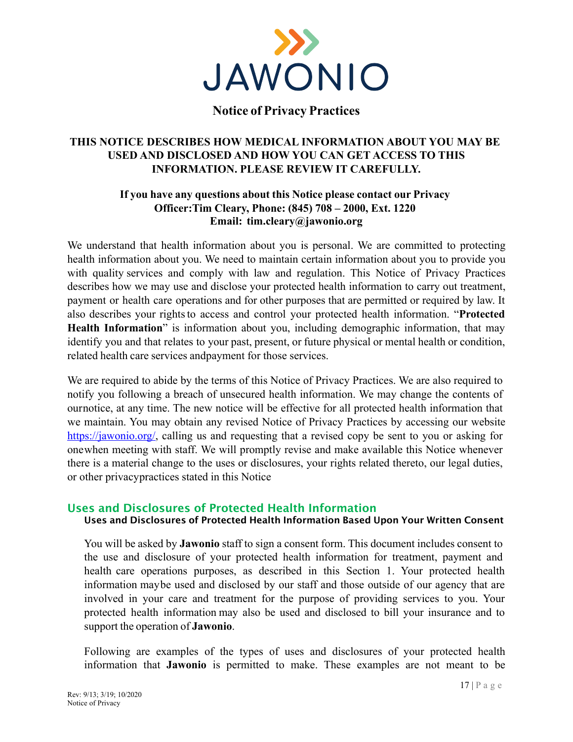# JAWONIO

## Notice of Privacy Practices

**THIS NOTICE DESCRIBES HOW MEDICAL INFORMATION ABOUT YOU MAY BE USED AND DISCLOSED AND HOW YOU CAN GET ACCESS TO THIS INFORMATION. PLEASE REVIEW IT CAREFULLY.**

**If you have any questions about this Notice please contact our Privacy Officer:Tim Cleary, Phone: (845) 708 – 2000, Ext. 1220**
**Email: tim.cleary@jawonio.org**

We understand that health information about you is personal. We are committed to protecting health information about you. We need to maintain certain information about you to provide you with quality services and comply with law and regulation. This Notice of Privacy Practices describes how we may use and disclose your protected health information to carry out treatment, payment or health care operations and for other purposes that are permitted or required by law. It also describes your rights to access and control your protected health information. "**Protected Health Information**" is information about you, including demographic information, that may identify you and that relates to your past, present, or future physical or mental health or condition, related health care services andpayment for those services.

We are required to abide by the terms of this Notice of Privacy Practices. We are also required to notify you following a breach of unsecured health information. We may change the contents of ournotice, at any time. The new notice will be effective for all protected health information that we maintain. You may obtain any revised Notice of Privacy Practices by accessing our website https://jawonio.org/, calling us and requesting that a revised copy be sent to you or asking for onewhen meeting with staff. We will promptly revise and make available this Notice whenever there is a material change to the uses or disclosures, your rights related thereto, our legal duties, or other privacypractices stated in this Notice

## Uses and Disclosures of Protected Health Information

### Uses and Disclosures of Protected Health Information Based Upon Your Written Consent

You will be asked by **Jawonio** staff to sign a consent form. This document includes consent to the use and disclosure of your protected health information for treatment, payment and health care operations purposes, as described in this Section 1. Your protected health information maybe used and disclosed by our staff and those outside of our agency that are involved in your care and treatment for the purpose of providing services to you. Your protected health information may also be used and disclosed to bill your insurance and to support the operation of **Jawonio**.

Following are examples of the types of uses and disclosures of your protected health information that **Jawonio** is permitted to make. These examples are not meant to be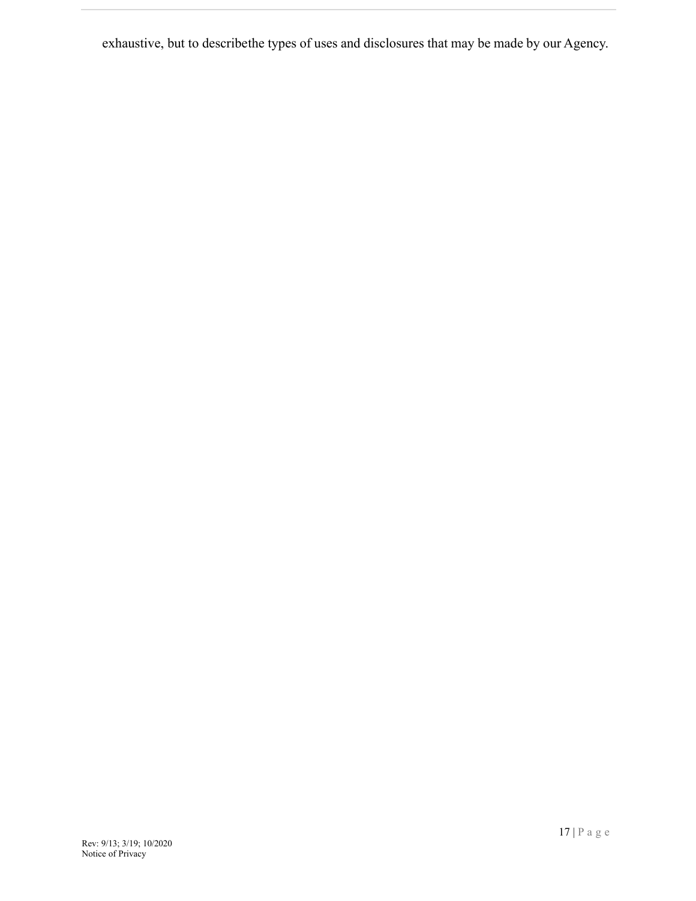exhaustive, but to describethe types of uses and disclosures that may be made by our Agency.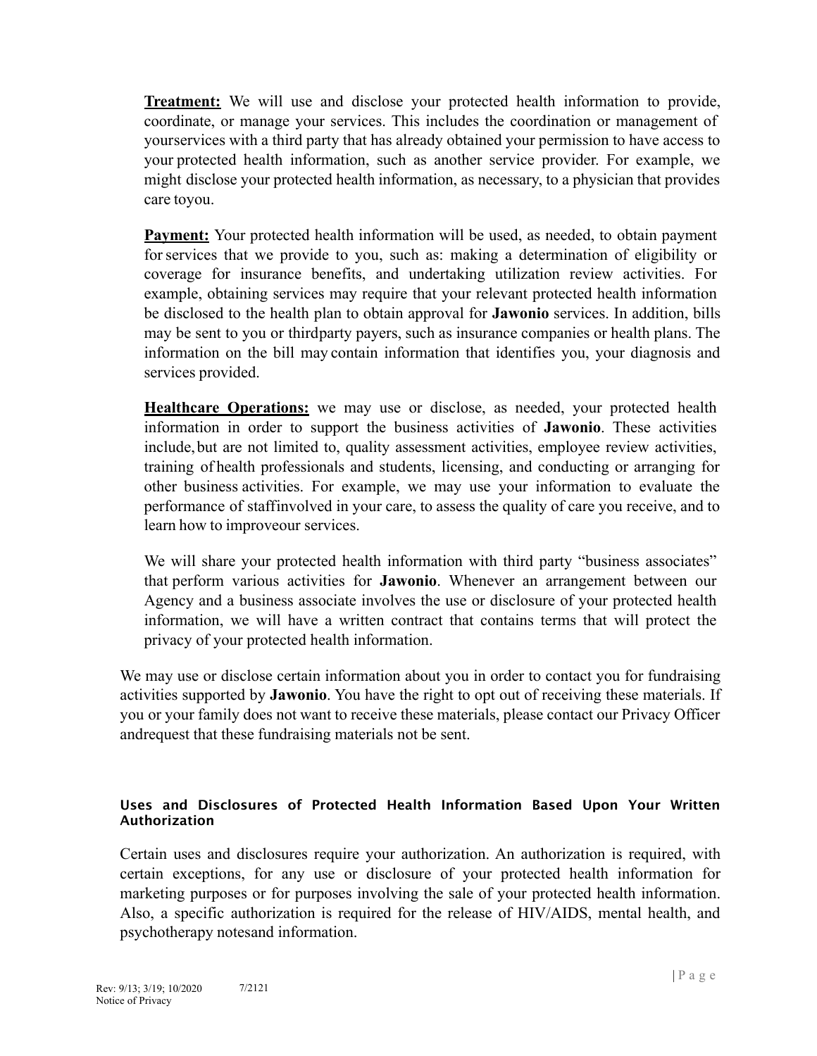**Treatment:** We will use and disclose your protected health information to provide, coordinate, or manage your services. This includes the coordination or management of yourservices with a third party that has already obtained your permission to have access to your protected health information, such as another service provider. For example, we might disclose your protected health information, as necessary, to a physician that provides care toyou.

**Payment:** Your protected health information will be used, as needed, to obtain payment for services that we provide to you, such as: making a determination of eligibility or coverage for insurance benefits, and undertaking utilization review activities. For example, obtaining services may require that your relevant protected health information be disclosed to the health plan to obtain approval for **Jawonio** services. In addition, bills may be sent to you or thirdparty payers, such as insurance companies or health plans. The information on the bill may contain information that identifies you, your diagnosis and services provided.

**Healthcare Operations:** we may use or disclose, as needed, your protected health information in order to support the business activities of **Jawonio**. These activities include, but are not limited to, quality assessment activities, employee review activities, training of health professionals and students, licensing, and conducting or arranging for other business activities. For example, we may use your information to evaluate the performance of staffinvolved in your care, to assess the quality of care you receive, and to learn how to improveour services.

We will share your protected health information with third party "business associates" that perform various activities for **Jawonio**. Whenever an arrangement between our Agency and a business associate involves the use or disclosure of your protected health information, we will have a written contract that contains terms that will protect the privacy of your protected health information.

We may use or disclose certain information about you in order to contact you for fundraising activities supported by **Jawonio**. You have the right to opt out of receiving these materials. If you or your family does not want to receive these materials, please contact our Privacy Officer andrequest that these fundraising materials not be sent.

#### Uses and Disclosures of Protected Health Information Based Upon Your Written Authorization

Certain uses and disclosures require your authorization. An authorization is required, with certain exceptions, for any use or disclosure of your protected health information for marketing purposes or for purposes involving the sale of your protected health information. Also, a specific authorization is required for the release of HIV/AIDS, mental health, and psychotherapy notesand information.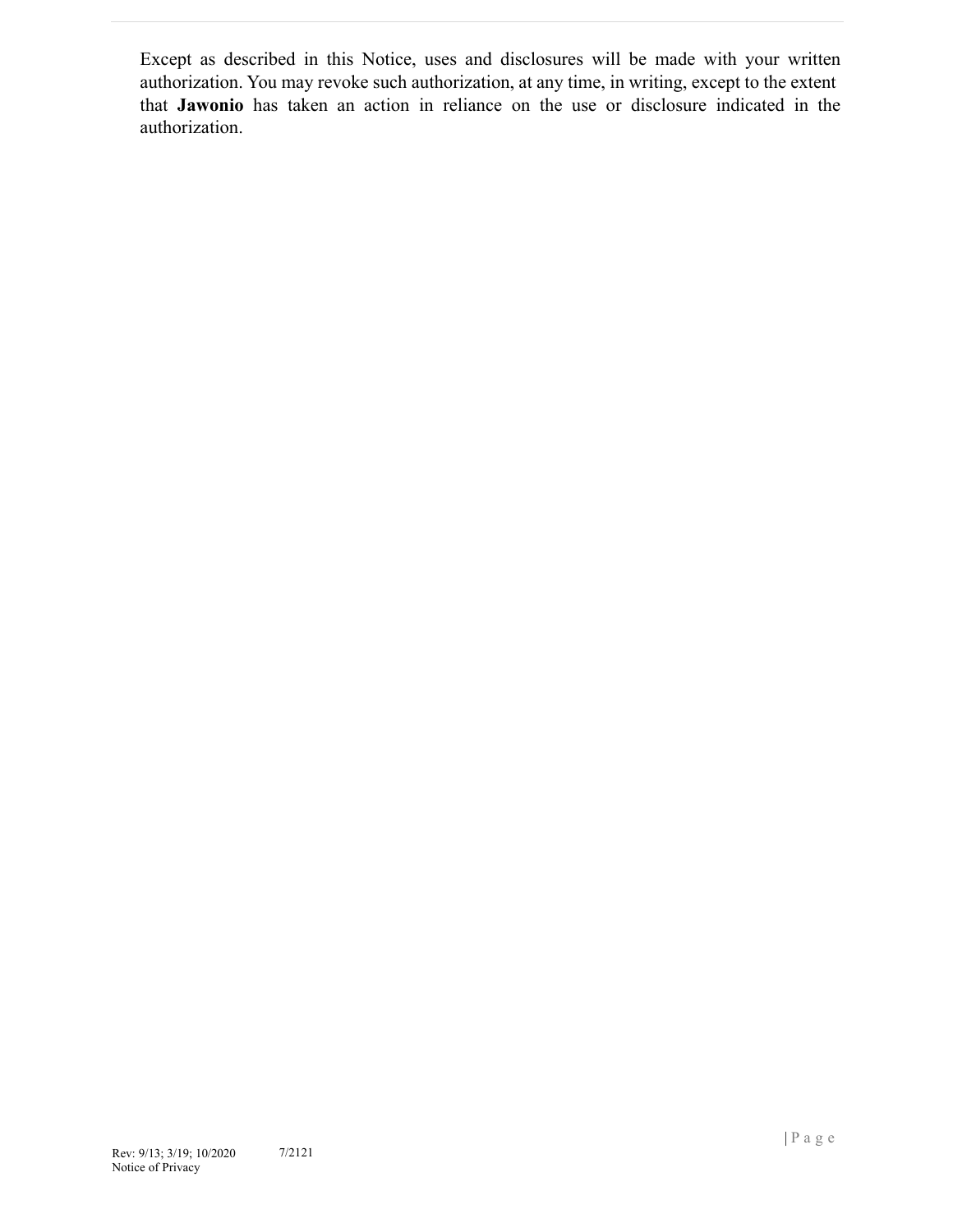Except as described in this Notice, uses and disclosures will be made with your written authorization. You may revoke such authorization, at any time, in writing, except to the extent that **Jawonio** has taken an action in reliance on the use or disclosure indicated in the authorization.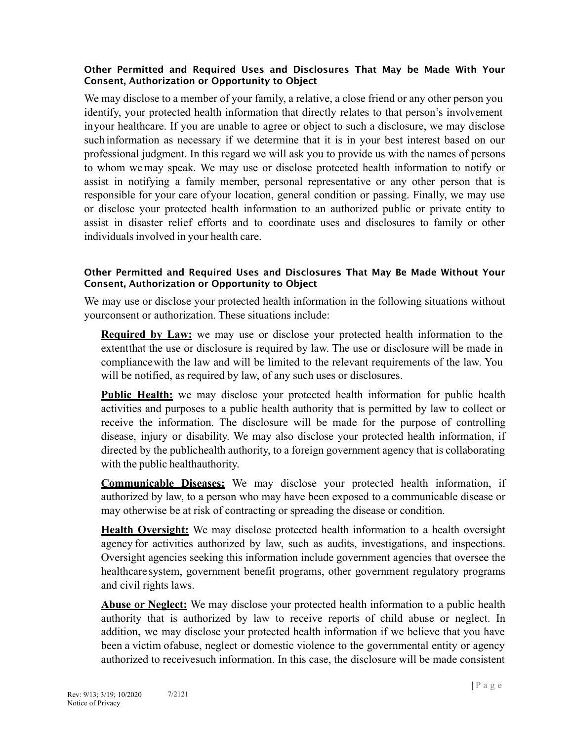### Other Permitted and Required Uses and Disclosures That May be Made With Your Consent, Authorization or Opportunity to Object

We may disclose to a member of your family, a relative, a close friend or any other person you identify, your protected health information that directly relates to that person's involvement inyour healthcare. If you are unable to agree or object to such a disclosure, we may disclose such information as necessary if we determine that it is in your best interest based on our professional judgment. In this regard we will ask you to provide us with the names of persons to whom we may speak. We may use or disclose protected health information to notify or assist in notifying a family member, personal representative or any other person that is responsible for your care ofyour location, general condition or passing. Finally, we may use or disclose your protected health information to an authorized public or private entity to assist in disaster relief efforts and to coordinate uses and disclosures to family or other individuals involved in your health care.

### Other Permitted and Required Uses and Disclosures That May Be Made Without Your Consent, Authorization or Opportunity to Object

We may use or disclose your protected health information in the following situations without yourconsent or authorization. These situations include:

**Required by Law:** we may use or disclose your protected health information to the extentthat the use or disclosure is required by law. The use or disclosure will be made in compliancewith the law and will be limited to the relevant requirements of the law. You will be notified, as required by law, of any such uses or disclosures.

**Public Health:** we may disclose your protected health information for public health activities and purposes to a public health authority that is permitted by law to collect or receive the information. The disclosure will be made for the purpose of controlling disease, injury or disability. We may also disclose your protected health information, if directed by the publichealth authority, to a foreign government agency that is collaborating with the public healthauthority.

**Communicable Diseases:** We may disclose your protected health information, if authorized by law, to a person who may have been exposed to a communicable disease or may otherwise be at risk of contracting or spreading the disease or condition.

**Health Oversight:** We may disclose protected health information to a health oversight agency for activities authorized by law, such as audits, investigations, and inspections. Oversight agencies seeking this information include government agencies that oversee the healthcare system, government benefit programs, other government regulatory programs and civil rights laws.

**Abuse or Neglect:** We may disclose your protected health information to a public health authority that is authorized by law to receive reports of child abuse or neglect. In addition, we may disclose your protected health information if we believe that you have been a victim ofabuse, neglect or domestic violence to the governmental entity or agency authorized to receivesuch information. In this case, the disclosure will be made consistent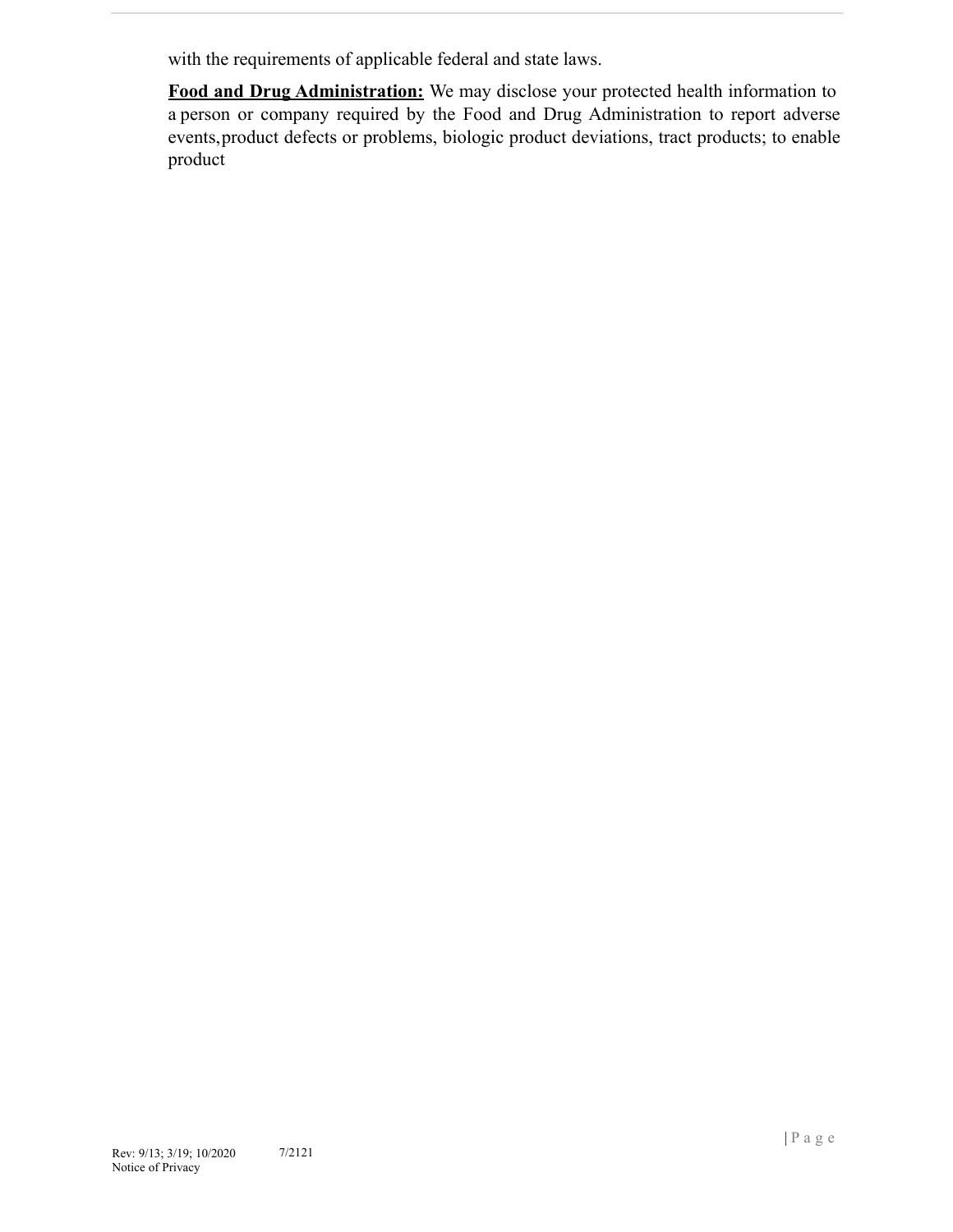with the requirements of applicable federal and state laws.

**Food and Drug Administration:** We may disclose your protected health information to a person or company required by the Food and Drug Administration to report adverse events,product defects or problems, biologic product deviations, tract products; to enable product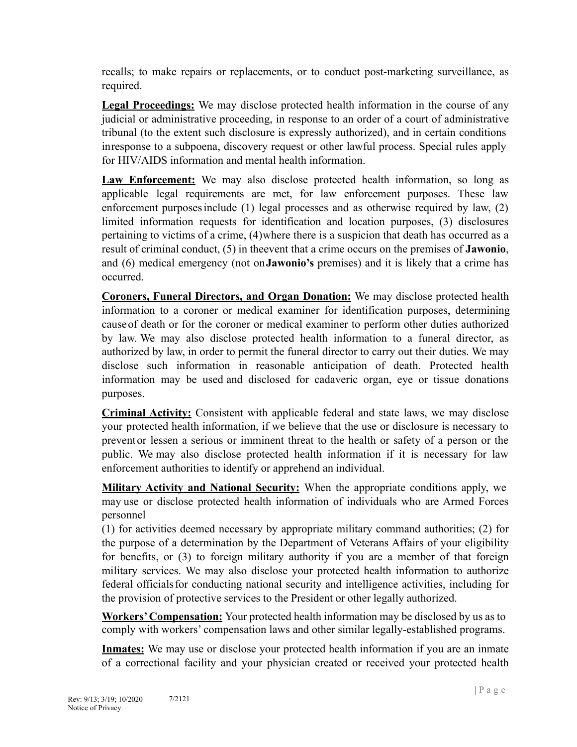recalls; to make repairs or replacements, or to conduct post-marketing surveillance, as required.

**Legal Proceedings:** We may disclose protected health information in the course of any judicial or administrative proceeding, in response to an order of a court of administrative tribunal (to the extent such disclosure is expressly authorized), and in certain conditions inresponse to a subpoena, discovery request or other lawful process. Special rules apply for HIV/AIDS information and mental health information.

**Law Enforcement:** We may also disclose protected health information, so long as applicable legal requirements are met, for law enforcement purposes. These law enforcement purposesinclude (1) legal processes and as otherwise required by law, (2) limited information requests for identification and location purposes, (3) disclosures pertaining to victims of a crime, (4)where there is a suspicion that death has occurred as a result of criminal conduct, (5) in theevent that a crime occurs on the premises of **Jawonio**, and (6) medical emergency (not on**Jawonio's** premises) and it is likely that a crime has occurred.

**Coroners, Funeral Directors, and Organ Donation:** We may disclose protected health information to a coroner or medical examiner for identification purposes, determining causeof death or for the coroner or medical examiner to perform other duties authorized by law. We may also disclose protected health information to a funeral director, as authorized by law, in order to permit the funeral director to carry out their duties. We may disclose such information in reasonable anticipation of death. Protected health information may be used and disclosed for cadaveric organ, eye or tissue donations purposes.

**Criminal Activity:** Consistent with applicable federal and state laws, we may disclose your protected health information, if we believe that the use or disclosure is necessary to preventor lessen a serious or imminent threat to the health or safety of a person or the public. We may also disclose protected health information if it is necessary for law enforcement authorities to identify or apprehend an individual.

**Military Activity and National Security:** When the appropriate conditions apply, we may use or disclose protected health information of individuals who are Armed Forces personnel
(1) for activities deemed necessary by appropriate military command authorities; (2) for the purpose of a determination by the Department of Veterans Affairs of your eligibility for benefits, or (3) to foreign military authority if you are a member of that foreign military services. We may also disclose your protected health information to authorize federal officialsfor conducting national security and intelligence activities, including for the provision of protective services to the President or other legally authorized.

**Workers' Compensation:** Your protected health information may be disclosed by us as to comply with workers' compensation laws and other similar legally-established programs.

**Inmates:** We may use or disclose your protected health information if you are an inmate of a correctional facility and your physician created or received your protected health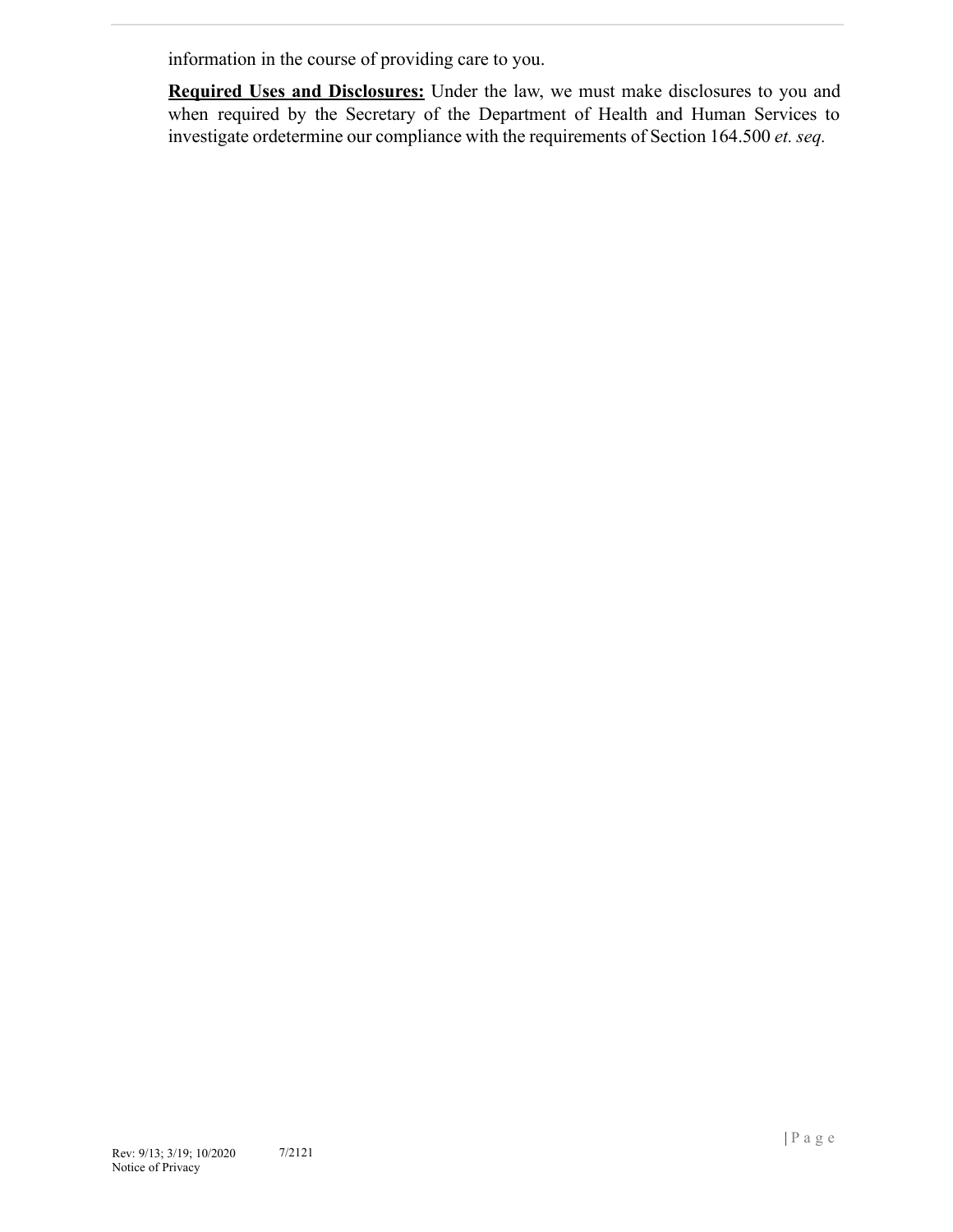information in the course of providing care to you.

**Required Uses and Disclosures:** Under the law, we must make disclosures to you and when required by the Secretary of the Department of Health and Human Services to investigate ordetermine our compliance with the requirements of Section 164.500 *et. seq.*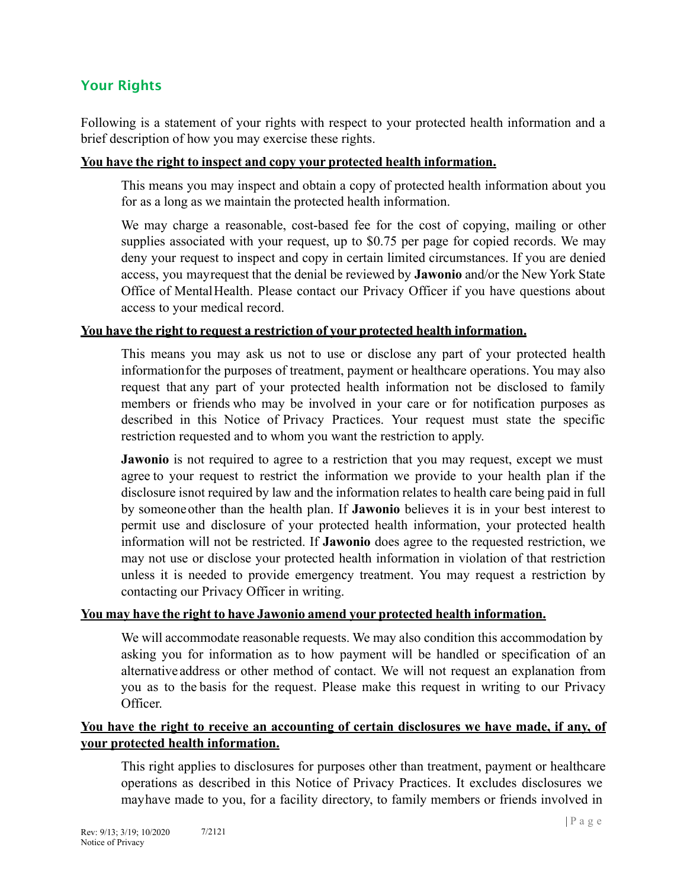## Your Rights

Following is a statement of your rights with respect to your protected health information and a brief description of how you may exercise these rights.

**You have the right to inspect and copy your protected health information.**

This means you may inspect and obtain a copy of protected health information about you for as a long as we maintain the protected health information.

We may charge a reasonable, cost-based fee for the cost of copying, mailing or other supplies associated with your request, up to $0.75 per page for copied records. We may deny your request to inspect and copy in certain limited circumstances. If you are denied access, you may request that the denial be reviewed by **Jawonio** and/or the New York State Office of Mental Health. Please contact our Privacy Officer if you have questions about access to your medical record.

**You have the right to request a restriction of your protected health information.**

This means you may ask us not to use or disclose any part of your protected health information for the purposes of treatment, payment or healthcare operations. You may also request that any part of your protected health information not be disclosed to family members or friends who may be involved in your care or for notification purposes as described in this Notice of Privacy Practices. Your request must state the specific restriction requested and to whom you want the restriction to apply.

**Jawonio** is not required to agree to a restriction that you may request, except we must agree to your request to restrict the information we provide to your health plan if the disclosure is not required by law and the information relates to health care being paid in full by someone other than the health plan. If **Jawonio** believes it is in your best interest to permit use and disclosure of your protected health information, your protected health information will not be restricted. If **Jawonio** does agree to the requested restriction, we may not use or disclose your protected health information in violation of that restriction unless it is needed to provide emergency treatment. You may request a restriction by contacting our Privacy Officer in writing.

**You may have the right to have Jawonio amend your protected health information.**

We will accommodate reasonable requests. We may also condition this accommodation by asking you for information as to how payment will be handled or specification of an alternative address or other method of contact. We will not request an explanation from you as to the basis for the request. Please make this request in writing to our Privacy Officer.

**You have the right to receive an accounting of certain disclosures we have made, if any, of your protected health information.**

This right applies to disclosures for purposes other than treatment, payment or healthcare operations as described in this Notice of Privacy Practices. It excludes disclosures we may have made to you, for a facility directory, to family members or friends involved in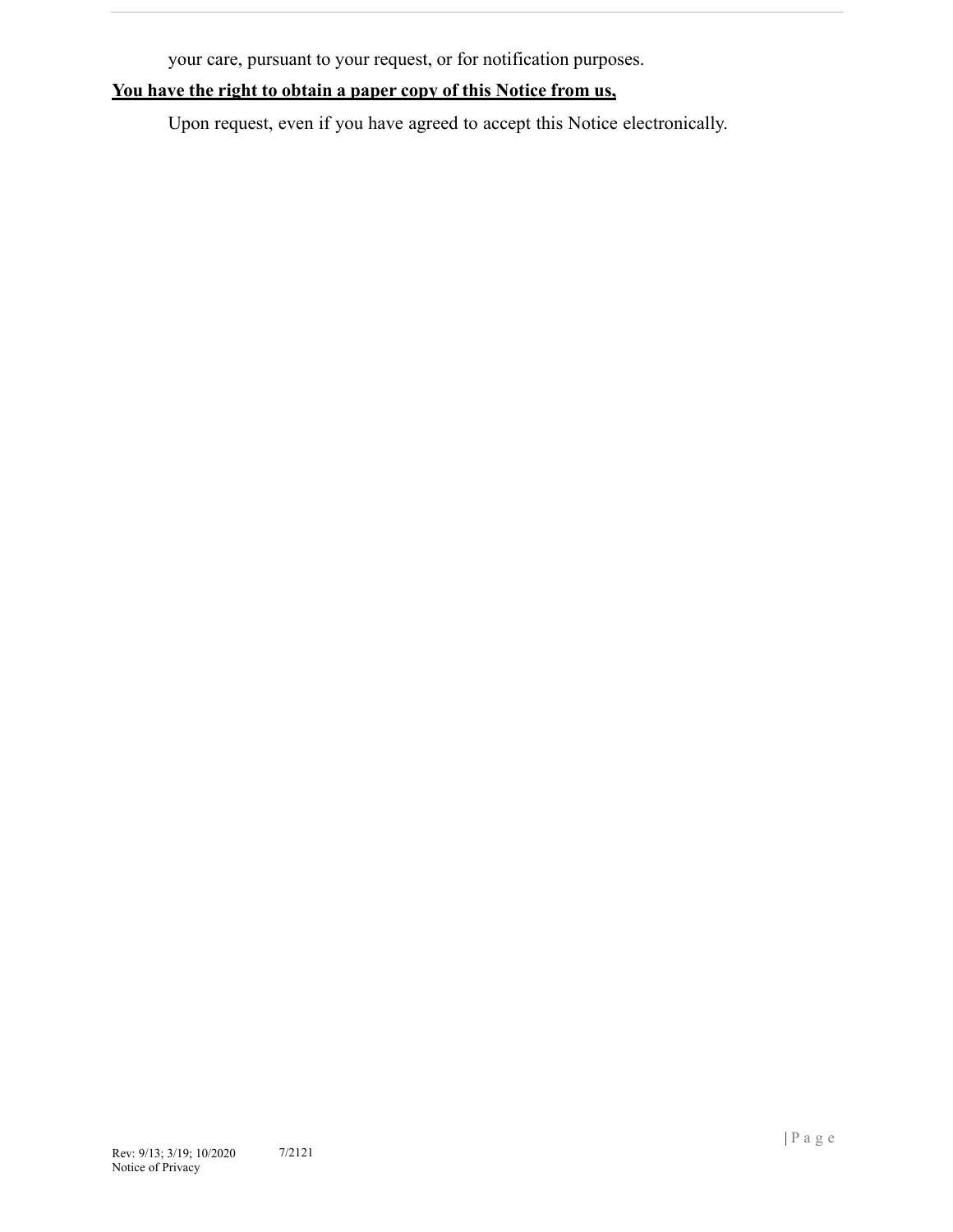your care, pursuant to your request, or for notification purposes.

**<u>You have the right to obtain a paper copy of this Notice from us,</u>**

Upon request, even if you have agreed to accept this Notice electronically.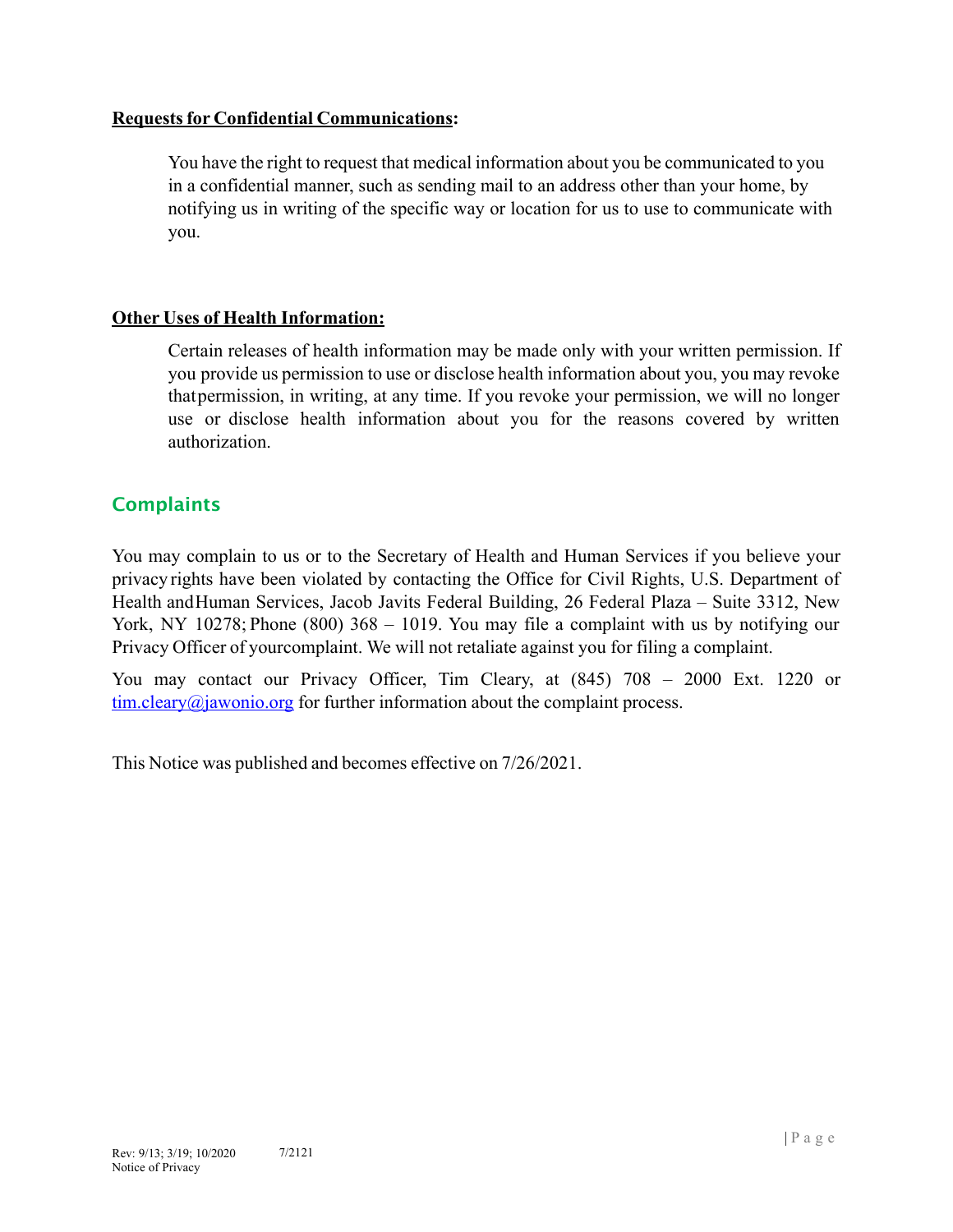**Requests for Confidential Communications:**

You have the right to request that medical information about you be communicated to you in a confidential manner, such as sending mail to an address other than your home, by notifying us in writing of the specific way or location for us to use to communicate with you.

**Other Uses of Health Information:**

Certain releases of health information may be made only with your written permission. If you provide us permission to use or disclose health information about you, you may revoke that permission, in writing, at any time. If you revoke your permission, we will no longer use or disclose health information about you for the reasons covered by written authorization.

## Complaints

You may complain to us or to the Secretary of Health and Human Services if you believe your privacy rights have been violated by contacting the Office for Civil Rights, U.S. Department of Health and Human Services, Jacob Javits Federal Building, 26 Federal Plaza – Suite 3312, New York, NY 10278; Phone (800) 368 – 1019. You may file a complaint with us by notifying our Privacy Officer of your complaint. We will not retaliate against you for filing a complaint.

You may contact our Privacy Officer, Tim Cleary, at (845) 708 – 2000 Ext. 1220 or tim.cleary@jawonio.org for further information about the complaint process.

This Notice was published and becomes effective on 7/26/2021.